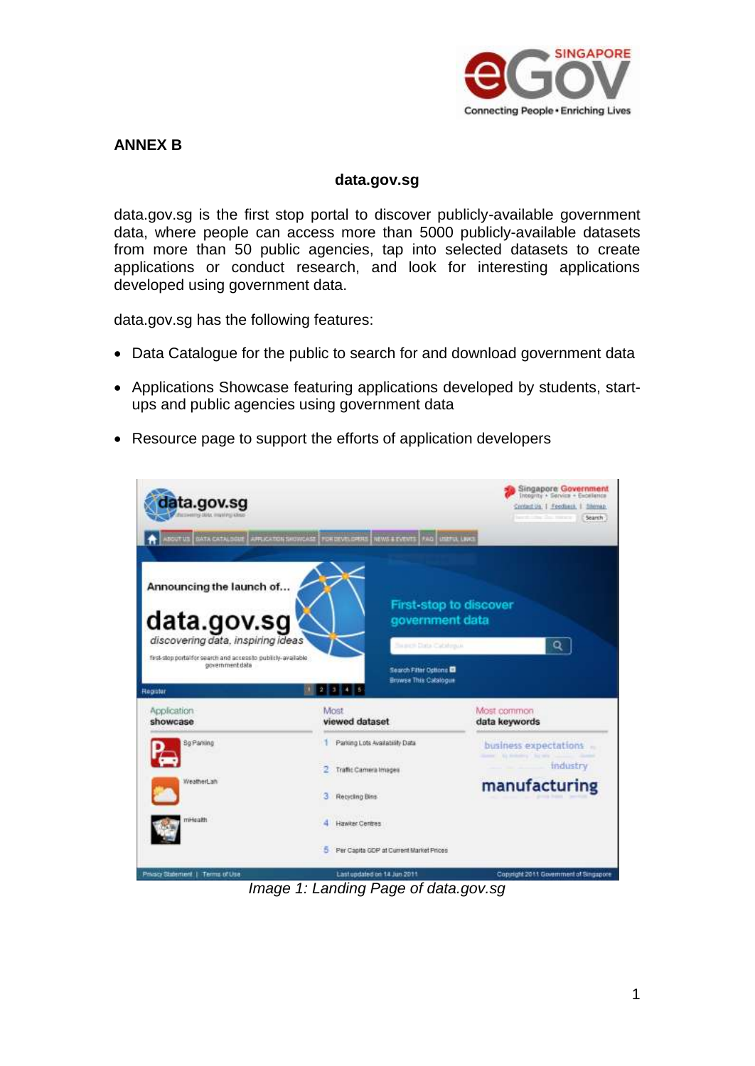## ANNEX B

### data.gov.sg

data.gov.sg is the first stop portal to discover publicly-available government data, where people can access more than 5000 publicly-available datasets from more than 50 public agencies, tap into selected datasets to create applications or conduct research, and look for interesting applications developed using government data.

data.gov.sg has the following features:

- Data Catalogue for the public to search for and download government data
- Applications Showcase featuring applications developed by students, start-ups and public agencies using government data
- Resource page to support the efforts of application developers

*Image 1: Landing Page of data.gov.sg*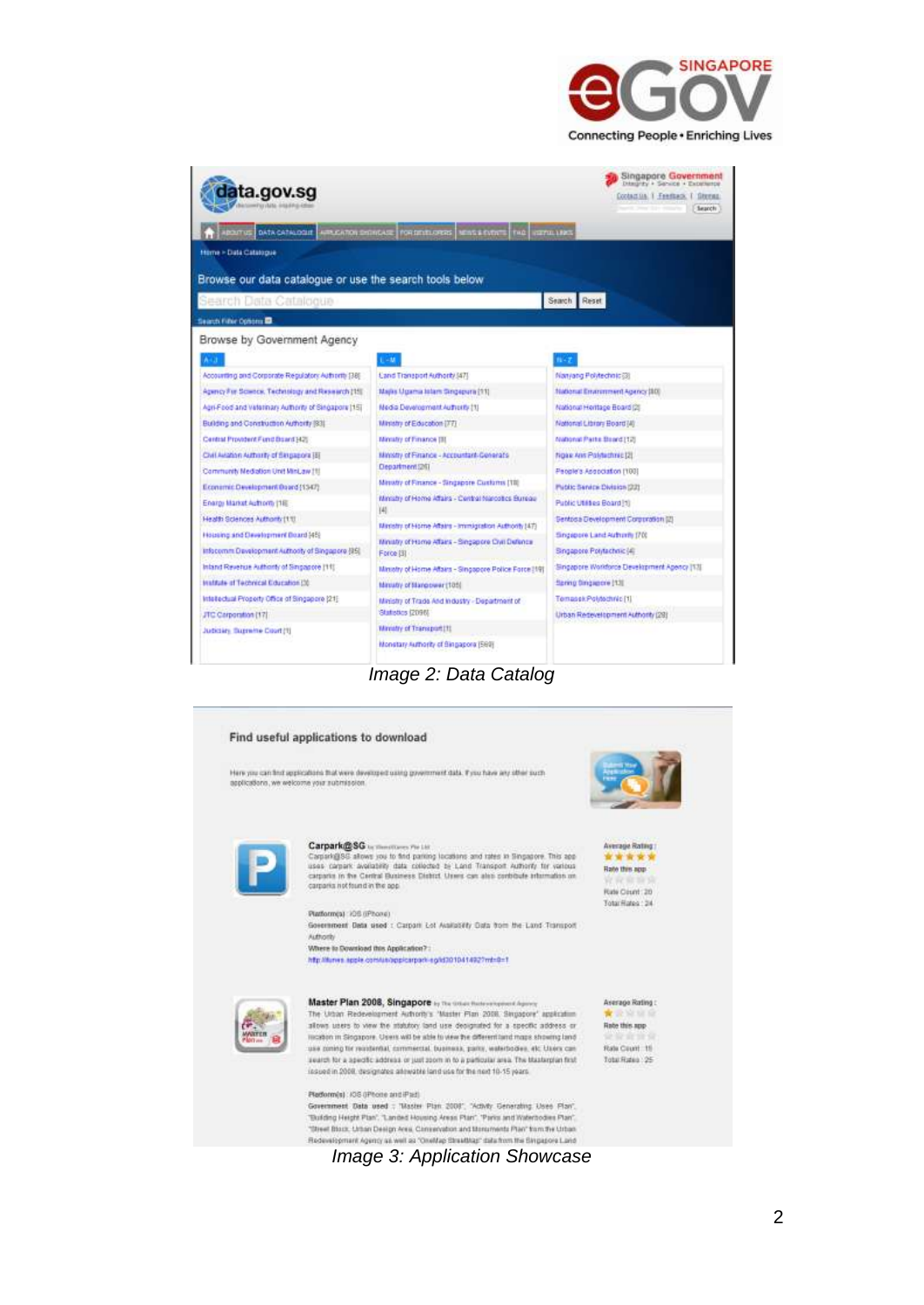Image 2: Data Catalog

Image 3: Application Showcase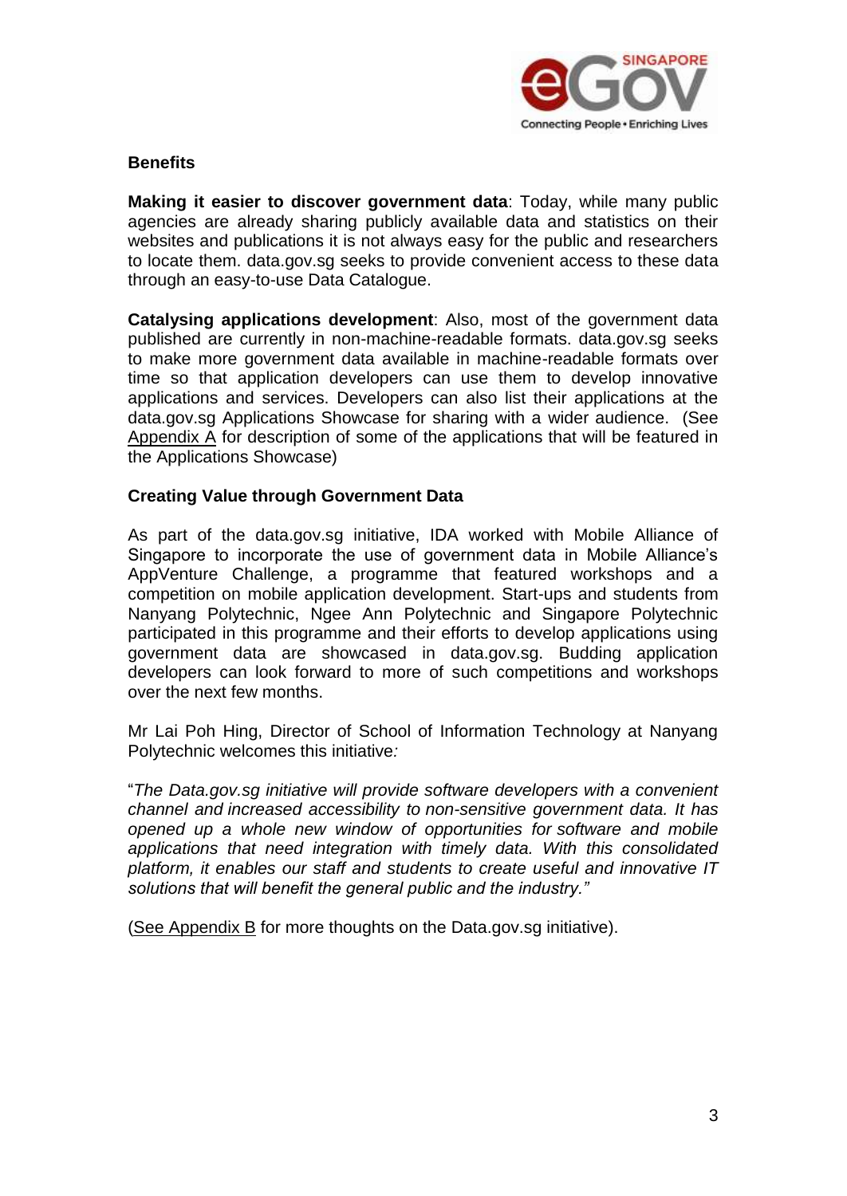**Benefits**

**Making it easier to discover government data**: Today, while many public agencies are already sharing publicly available data and statistics on their websites and publications it is not always easy for the public and researchers to locate them. data.gov.sg seeks to provide convenient access to these data through an easy-to-use Data Catalogue.

**Catalysing applications development**: Also, most of the government data published are currently in non-machine-readable formats. data.gov.sg seeks to make more government data available in machine-readable formats over time so that application developers can use them to develop innovative applications and services. Developers can also list their applications at the data.gov.sg Applications Showcase for sharing with a wider audience. (See Appendix A for description of some of the applications that will be featured in the Applications Showcase)

**Creating Value through Government Data**

As part of the data.gov.sg initiative, IDA worked with Mobile Alliance of Singapore to incorporate the use of government data in Mobile Alliance's AppVenture Challenge, a programme that featured workshops and a competition on mobile application development. Start-ups and students from Nanyang Polytechnic, Ngee Ann Polytechnic and Singapore Polytechnic participated in this programme and their efforts to develop applications using government data are showcased in data.gov.sg. Budding application developers can look forward to more of such competitions and workshops over the next few months.

Mr Lai Poh Hing, Director of School of Information Technology at Nanyang Polytechnic welcomes this initiative*:*

"*The Data.gov.sg initiative will provide software developers with a convenient channel and increased accessibility to non-sensitive government data. It has opened up a whole new window of opportunities for software and mobile applications that need integration with timely data. With this consolidated platform, it enables our staff and students to create useful and innovative IT solutions that will benefit the general public and the industry."*

(See Appendix B for more thoughts on the Data.gov.sg initiative).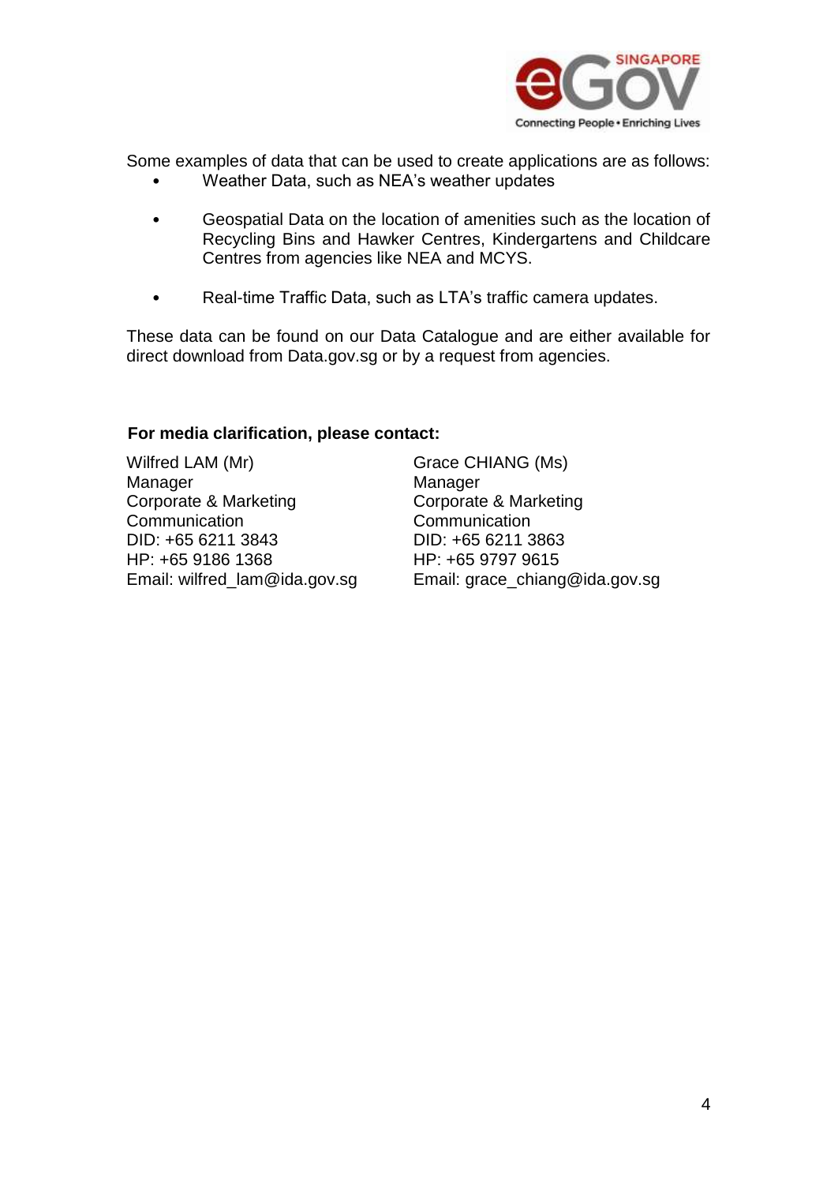Some examples of data that can be used to create applications are as follows:

- Weather Data, such as NEA's weather updates
- Geospatial Data on the location of amenities such as the location of Recycling Bins and Hawker Centres, Kindergartens and Childcare Centres from agencies like NEA and MCYS.
- Real-time Traffic Data, such as LTA's traffic camera updates.

These data can be found on our Data Catalogue and are either available for direct download from Data.gov.sg or by a request from agencies.

**For media clarification, please contact:**

Wilfred LAM (Mr)
Manager
Corporate & Marketing Communication
DID: +65 6211 3843
HP: +65 9186 1368
Email: wilfred_lam@ida.gov.sg

Grace CHIANG (Ms)
Manager
Corporate & Marketing Communication
DID: +65 6211 3863
HP: +65 9797 9615
Email: grace_chiang@ida.gov.sg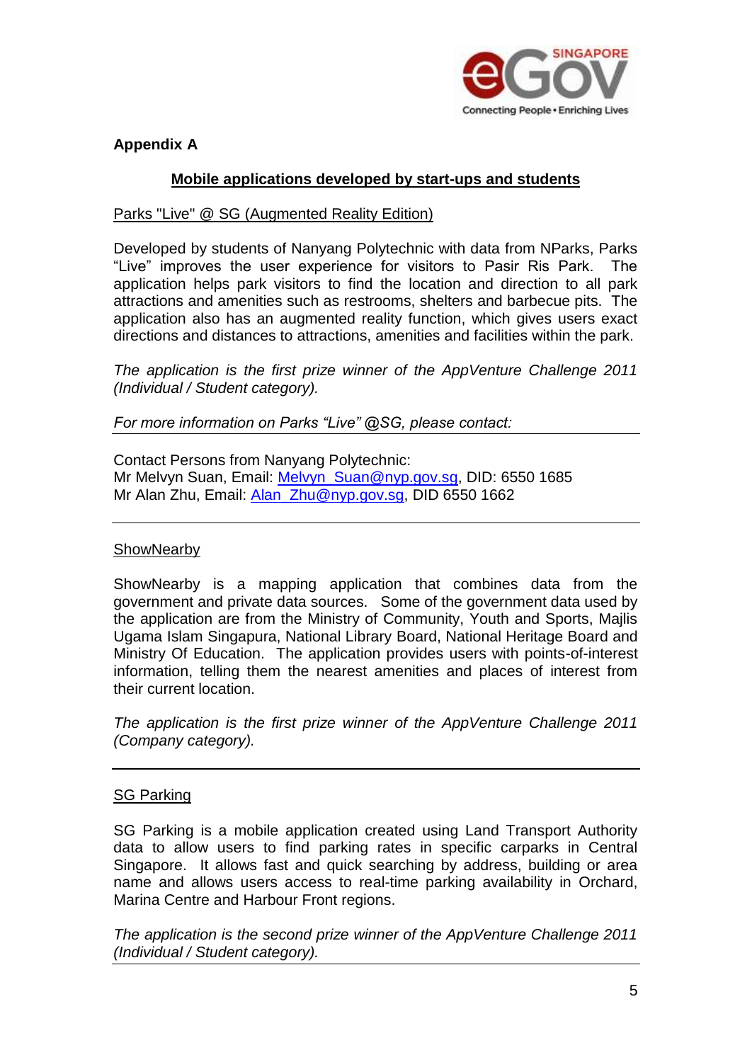**Appendix A**

**Mobile applications developed by start-ups and students**

Parks "Live" @ SG (Augmented Reality Edition)

Developed by students of Nanyang Polytechnic with data from NParks, Parks "Live" improves the user experience for visitors to Pasir Ris Park. The application helps park visitors to find the location and direction to all park attractions and amenities such as restrooms, shelters and barbecue pits. The application also has an augmented reality function, which gives users exact directions and distances to attractions, amenities and facilities within the park.

*The application is the first prize winner of the AppVenture Challenge 2011 (Individual / Student category).*

*For more information on Parks "Live" @SG, please contact:*

Contact Persons from Nanyang Polytechnic:
Mr Melvyn Suan, Email: Melvyn_Suan@nyp.gov.sg, DID: 6550 1685
Mr Alan Zhu, Email: Alan_Zhu@nyp.gov.sg, DID 6550 1662

---

ShowNearby

ShowNearby is a mapping application that combines data from the government and private data sources. Some of the government data used by the application are from the Ministry of Community, Youth and Sports, Majlis Ugama Islam Singapura, National Library Board, National Heritage Board and Ministry Of Education. The application provides users with points-of-interest information, telling them the nearest amenities and places of interest from their current location.

*The application is the first prize winner of the AppVenture Challenge 2011 (Company category).*

---

SG Parking

SG Parking is a mobile application created using Land Transport Authority data to allow users to find parking rates in specific carparks in Central Singapore. It allows fast and quick searching by address, building or area name and allows users access to real-time parking availability in Orchard, Marina Centre and Harbour Front regions.

*The application is the second prize winner of the AppVenture Challenge 2011 (Individual / Student category).*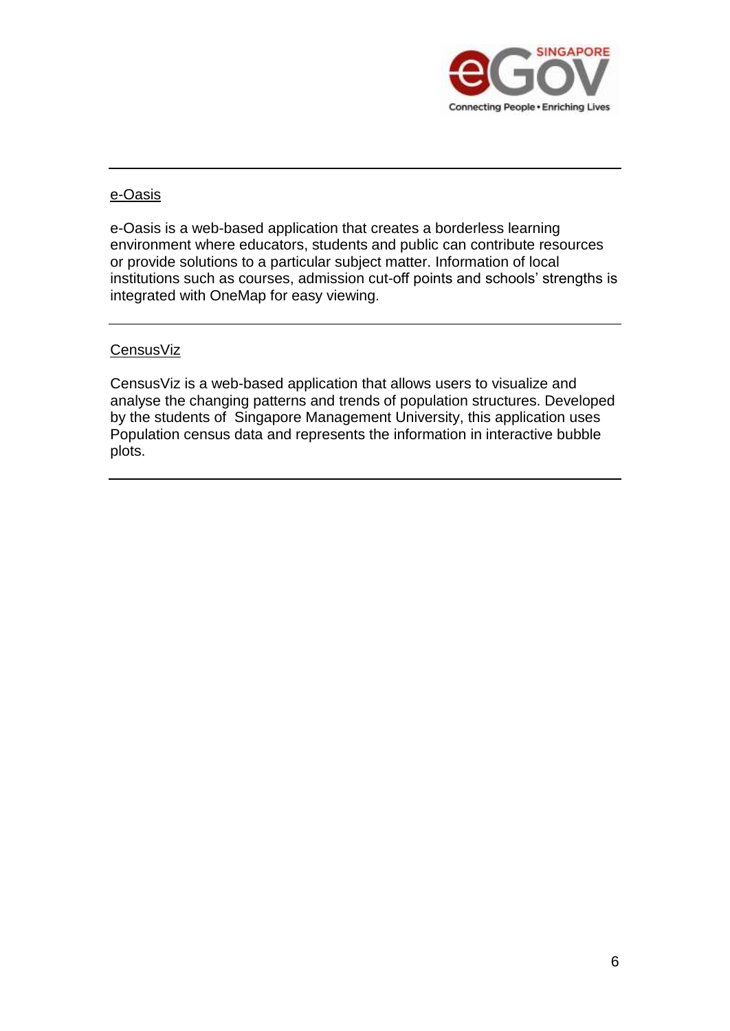---

e-Oasis

e-Oasis is a web-based application that creates a borderless learning environment where educators, students and public can contribute resources or provide solutions to a particular subject matter. Information of local institutions such as courses, admission cut-off points and schools' strengths is integrated with OneMap for easy viewing.

---

CensusViz

CensusViz is a web-based application that allows users to visualize and analyse the changing patterns and trends of population structures. Developed by the students of Singapore Management University, this application uses Population census data and represents the information in interactive bubble plots.

---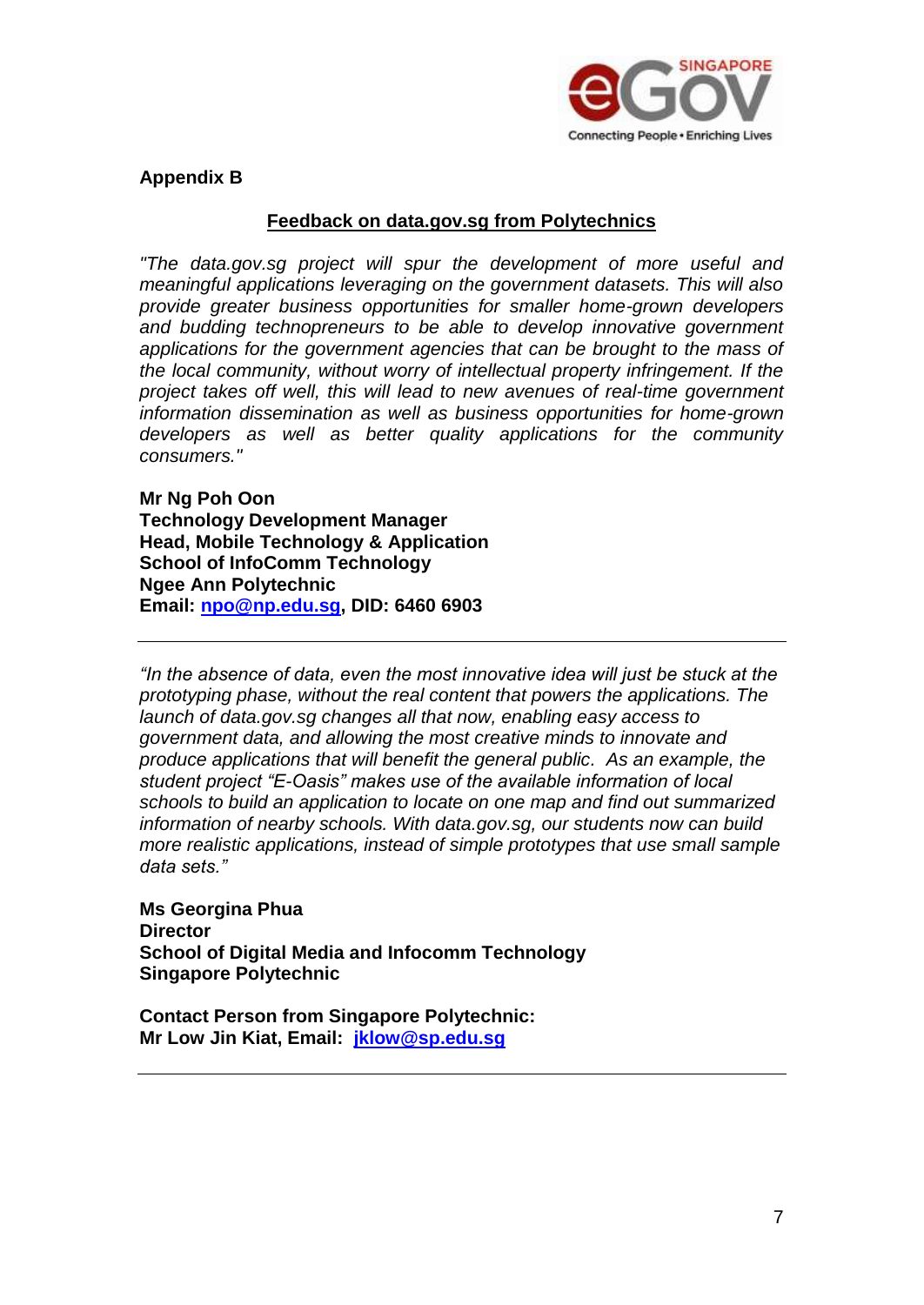**Appendix B**

**Feedback on data.gov.sg from Polytechnics**

*"The data.gov.sg project will spur the development of more useful and meaningful applications leveraging on the government datasets. This will also provide greater business opportunities for smaller home-grown developers and budding technopreneurs to be able to develop innovative government applications for the government agencies that can be brought to the mass of the local community, without worry of intellectual property infringement. If the project takes off well, this will lead to new avenues of real-time government information dissemination as well as business opportunities for home-grown developers as well as better quality applications for the community consumers."*

**Mr Ng Poh Oon**
**Technology Development Manager**
**Head, Mobile Technology & Application**
**School of InfoComm Technology**
**Ngee Ann Polytechnic**
**Email: npo@np.edu.sg, DID: 6460 6903**

---

*"In the absence of data, even the most innovative idea will just be stuck at the prototyping phase, without the real content that powers the applications. The launch of data.gov.sg changes all that now, enabling easy access to government data, and allowing the most creative minds to innovate and produce applications that will benefit the general public. As an example, the student project "E-Oasis" makes use of the available information of local schools to build an application to locate on one map and find out summarized information of nearby schools. With data.gov.sg, our students now can build more realistic applications, instead of simple prototypes that use small sample data sets."*

**Ms Georgina Phua**
**Director**
**School of Digital Media and Infocomm Technology**
**Singapore Polytechnic**

**Contact Person from Singapore Polytechnic:**
**Mr Low Jin Kiat, Email: jklow@sp.edu.sg**

---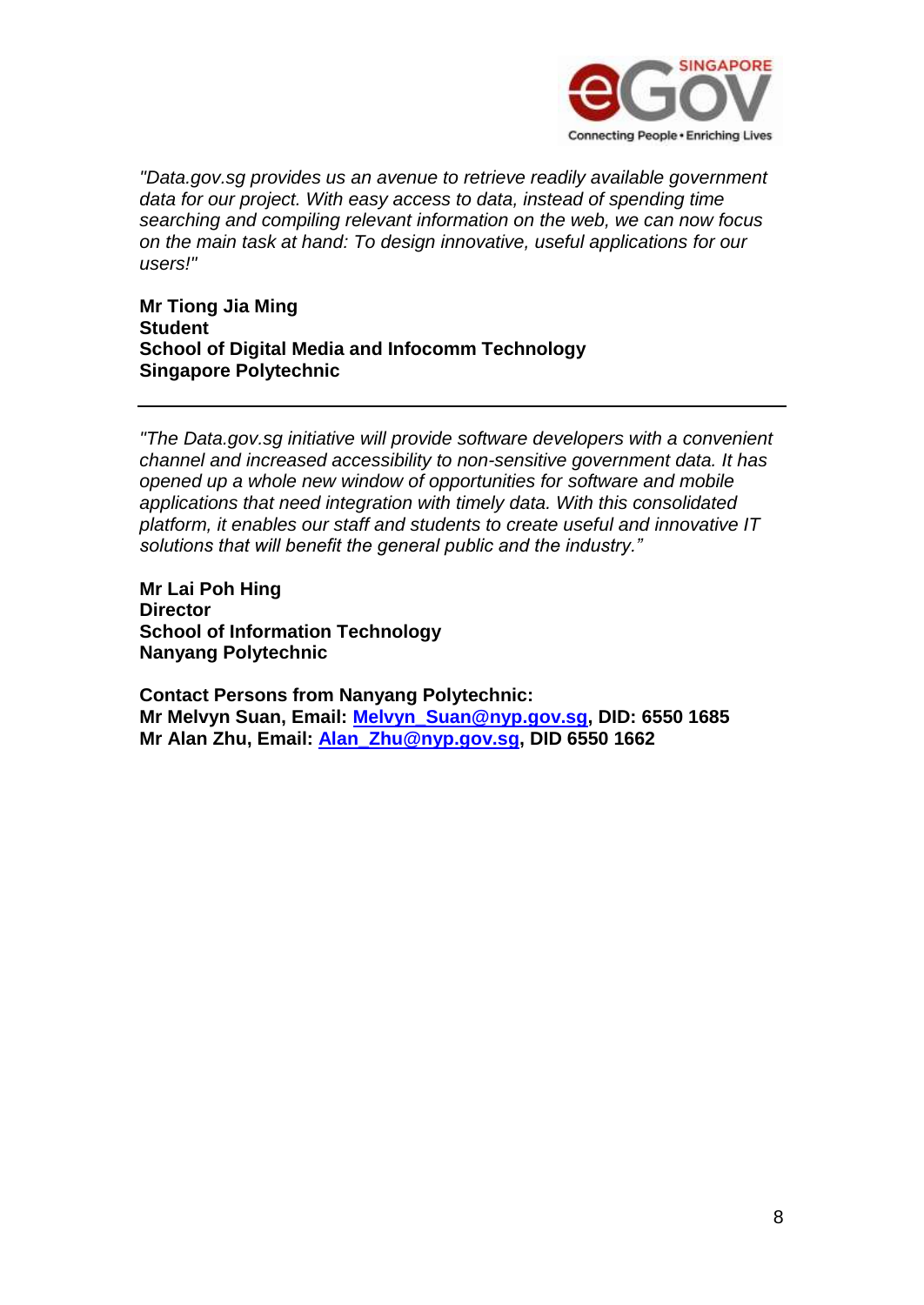*"Data.gov.sg provides us an avenue to retrieve readily available government data for our project. With easy access to data, instead of spending time searching and compiling relevant information on the web, we can now focus on the main task at hand: To design innovative, useful applications for our users!"*

**Mr Tiong Jia Ming**
**Student**
**School of Digital Media and Infocomm Technology**
**Singapore Polytechnic**

---

*"The Data.gov.sg initiative will provide software developers with a convenient channel and increased accessibility to non-sensitive government data. It has opened up a whole new window of opportunities for software and mobile applications that need integration with timely data. With this consolidated platform, it enables our staff and students to create useful and innovative IT solutions that will benefit the general public and the industry."*

**Mr Lai Poh Hing**
**Director**
**School of Information Technology**
**Nanyang Polytechnic**

**Contact Persons from Nanyang Polytechnic:**
**Mr Melvyn Suan, Email: Melvyn_Suan@nyp.gov.sg, DID: 6550 1685**
**Mr Alan Zhu, Email: Alan_Zhu@nyp.gov.sg, DID 6550 1662**